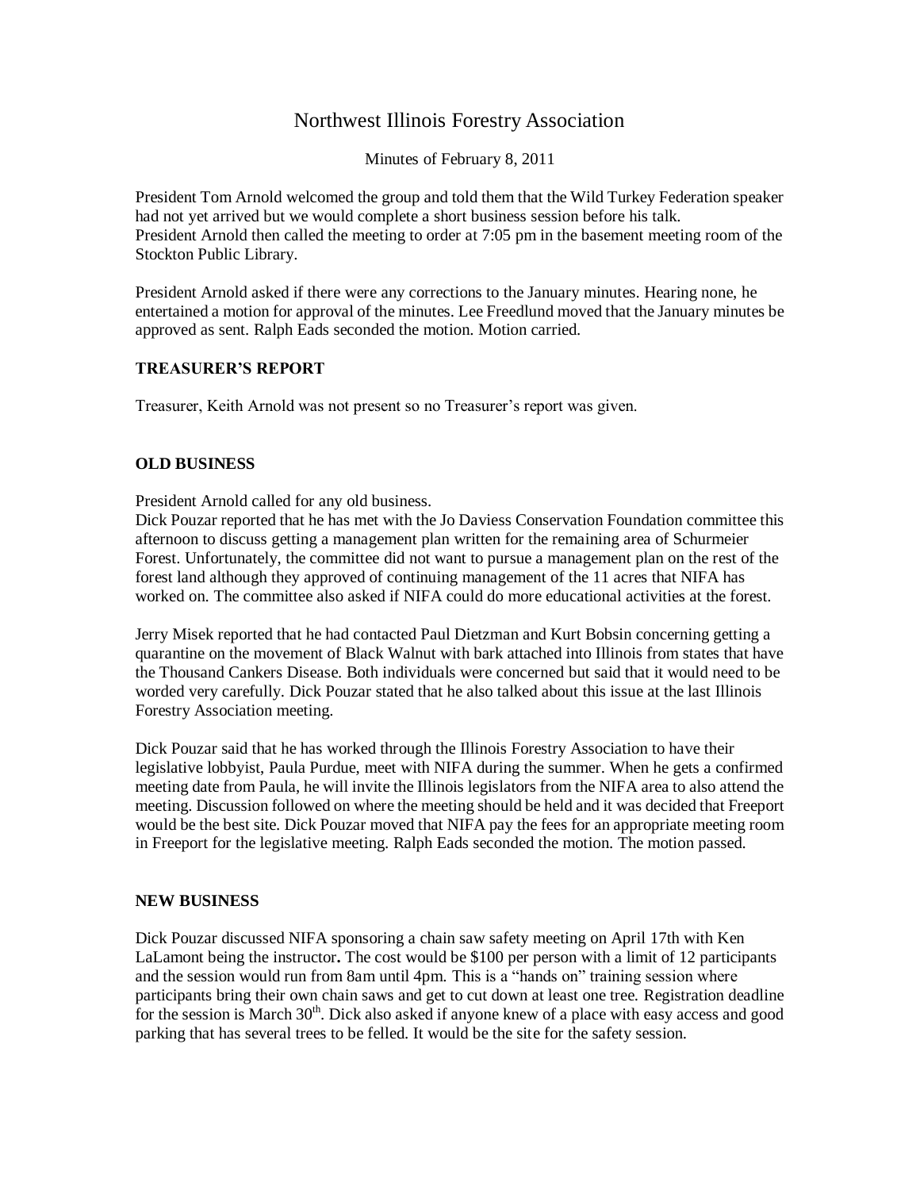# Northwest Illinois Forestry Association

Minutes of February 8, 2011

President Tom Arnold welcomed the group and told them that the Wild Turkey Federation speaker had not yet arrived but we would complete a short business session before his talk.
President Arnold then called the meeting to order at 7:05 pm in the basement meeting room of the Stockton Public Library.

President Arnold asked if there were any corrections to the January minutes. Hearing none, he entertained a motion for approval of the minutes. Lee Freedlund moved that the January minutes be approved as sent. Ralph Eads seconded the motion. Motion carried.

**TREASURER'S REPORT**

Treasurer, Keith Arnold was not present so no Treasurer's report was given.

**OLD BUSINESS**

President Arnold called for any old business.
Dick Pouzar reported that he has met with the Jo Daviess Conservation Foundation committee this afternoon to discuss getting a management plan written for the remaining area of Schurmeier Forest. Unfortunately, the committee did not want to pursue a management plan on the rest of the forest land although they approved of continuing management of the 11 acres that NIFA has worked on. The committee also asked if NIFA could do more educational activities at the forest.

Jerry Misek reported that he had contacted Paul Dietzman and Kurt Bobsin concerning getting a quarantine on the movement of Black Walnut with bark attached into Illinois from states that have the Thousand Cankers Disease. Both individuals were concerned but said that it would need to be worded very carefully. Dick Pouzar stated that he also talked about this issue at the last Illinois Forestry Association meeting.

Dick Pouzar said that he has worked through the Illinois Forestry Association to have their legislative lobbyist, Paula Purdue, meet with NIFA during the summer. When he gets a confirmed meeting date from Paula, he will invite the Illinois legislators from the NIFA area to also attend the meeting. Discussion followed on where the meeting should be held and it was decided that Freeport would be the best site. Dick Pouzar moved that NIFA pay the fees for an appropriate meeting room in Freeport for the legislative meeting. Ralph Eads seconded the motion. The motion passed.

**NEW BUSINESS**

Dick Pouzar discussed NIFA sponsoring a chain saw safety meeting on April 17th with Ken LaLamont being the instructor**.** The cost would be $100 per person with a limit of 12 participants and the session would run from 8am until 4pm. This is a "hands on" training session where participants bring their own chain saws and get to cut down at least one tree. Registration deadline for the session is March 30th. Dick also asked if anyone knew of a place with easy access and good parking that has several trees to be felled. It would be the site for the safety session.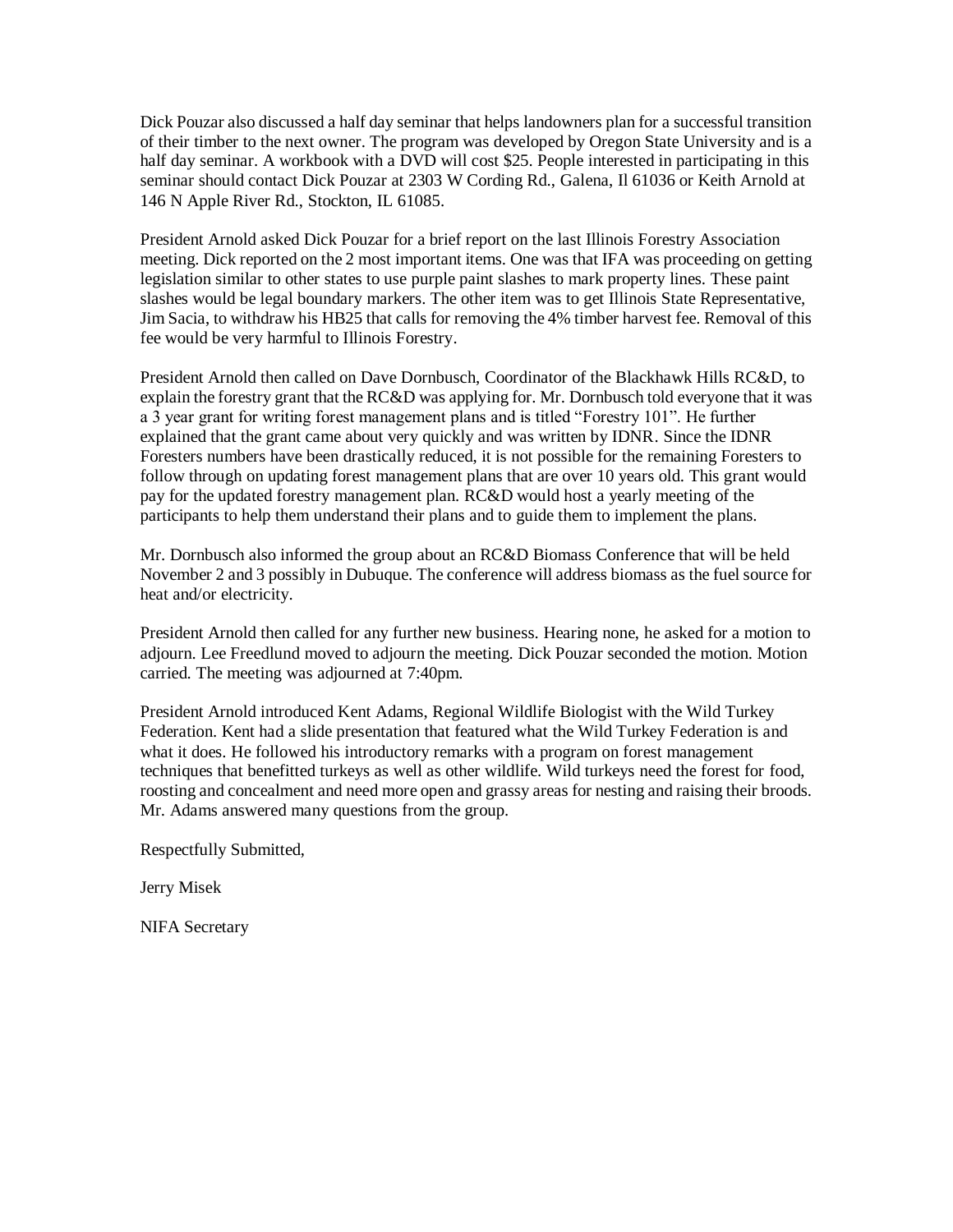Dick Pouzar also discussed a half day seminar that helps landowners plan for a successful transition of their timber to the next owner. The program was developed by Oregon State University and is a half day seminar. A workbook with a DVD will cost $25. People interested in participating in this seminar should contact Dick Pouzar at 2303 W Cording Rd., Galena, Il 61036 or Keith Arnold at 146 N Apple River Rd., Stockton, IL 61085.

President Arnold asked Dick Pouzar for a brief report on the last Illinois Forestry Association meeting. Dick reported on the 2 most important items. One was that IFA was proceeding on getting legislation similar to other states to use purple paint slashes to mark property lines. These paint slashes would be legal boundary markers. The other item was to get Illinois State Representative, Jim Sacia, to withdraw his HB25 that calls for removing the 4% timber harvest fee. Removal of this fee would be very harmful to Illinois Forestry.

President Arnold then called on Dave Dornbusch, Coordinator of the Blackhawk Hills RC&D, to explain the forestry grant that the RC&D was applying for. Mr. Dornbusch told everyone that it was a 3 year grant for writing forest management plans and is titled "Forestry 101". He further explained that the grant came about very quickly and was written by IDNR. Since the IDNR Foresters numbers have been drastically reduced, it is not possible for the remaining Foresters to follow through on updating forest management plans that are over 10 years old. This grant would pay for the updated forestry management plan. RC&D would host a yearly meeting of the participants to help them understand their plans and to guide them to implement the plans.

Mr. Dornbusch also informed the group about an RC&D Biomass Conference that will be held November 2 and 3 possibly in Dubuque. The conference will address biomass as the fuel source for heat and/or electricity.

President Arnold then called for any further new business. Hearing none, he asked for a motion to adjourn. Lee Freedlund moved to adjourn the meeting. Dick Pouzar seconded the motion. Motion carried. The meeting was adjourned at 7:40pm.

President Arnold introduced Kent Adams, Regional Wildlife Biologist with the Wild Turkey Federation. Kent had a slide presentation that featured what the Wild Turkey Federation is and what it does. He followed his introductory remarks with a program on forest management techniques that benefitted turkeys as well as other wildlife. Wild turkeys need the forest for food, roosting and concealment and need more open and grassy areas for nesting and raising their broods. Mr. Adams answered many questions from the group.

Respectfully Submitted,

Jerry Misek

NIFA Secretary